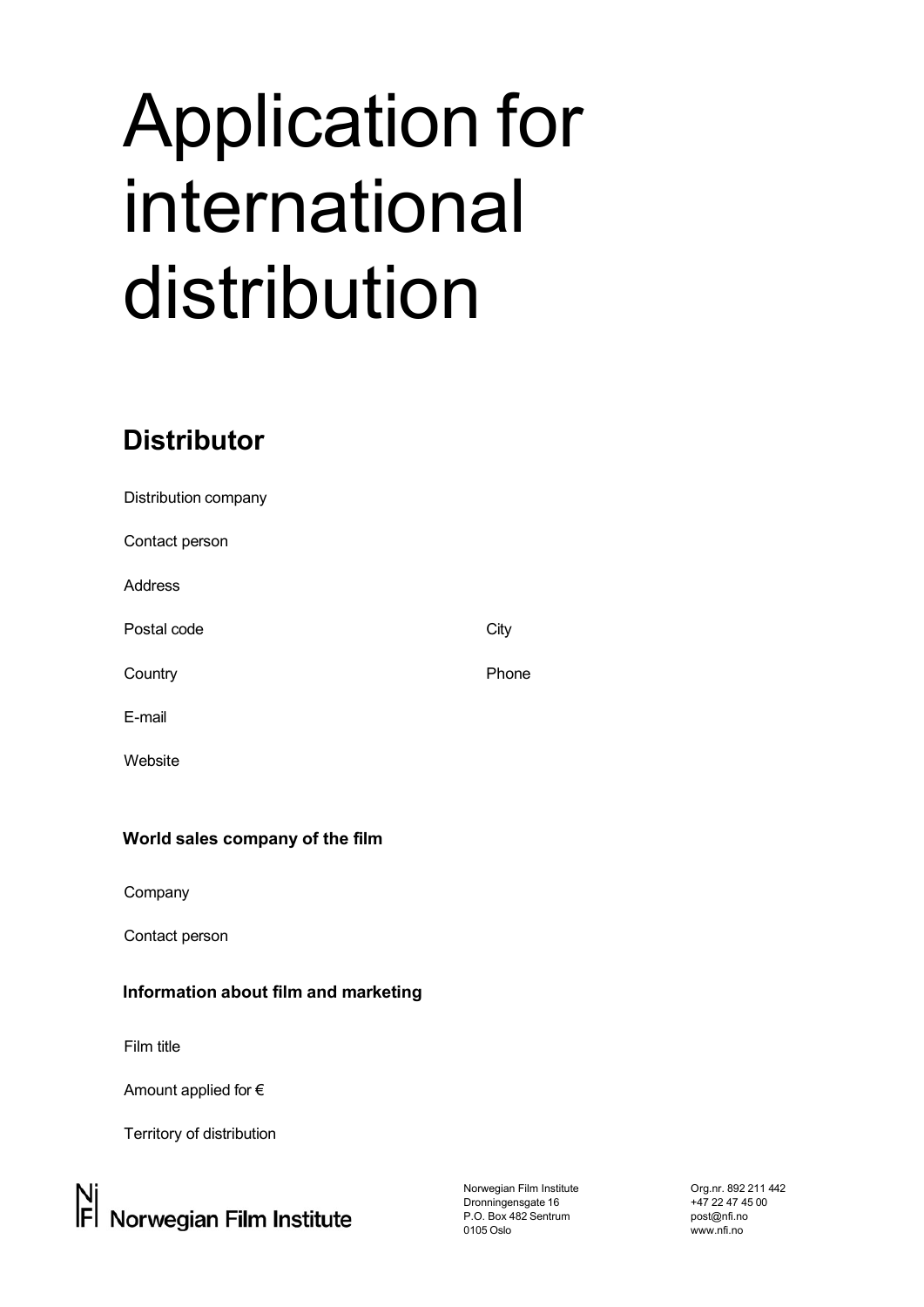# Application for international distribution

## Distributor

Distribution company

Contact person

Address

Postal code City

Country Phone

E-mail

Website

### World sales company of the film

Company

Contact person

### Information about film and marketing

Film title

Amount applied for €

Territory of distribution

Norwegian Film Institute
Dronningensgate 16
P.O. Box 482 Sentrum
0105 Oslo

Org.nr. 892 211 442
+47 22 47 45 00
post@nfi.no
www.nfi.no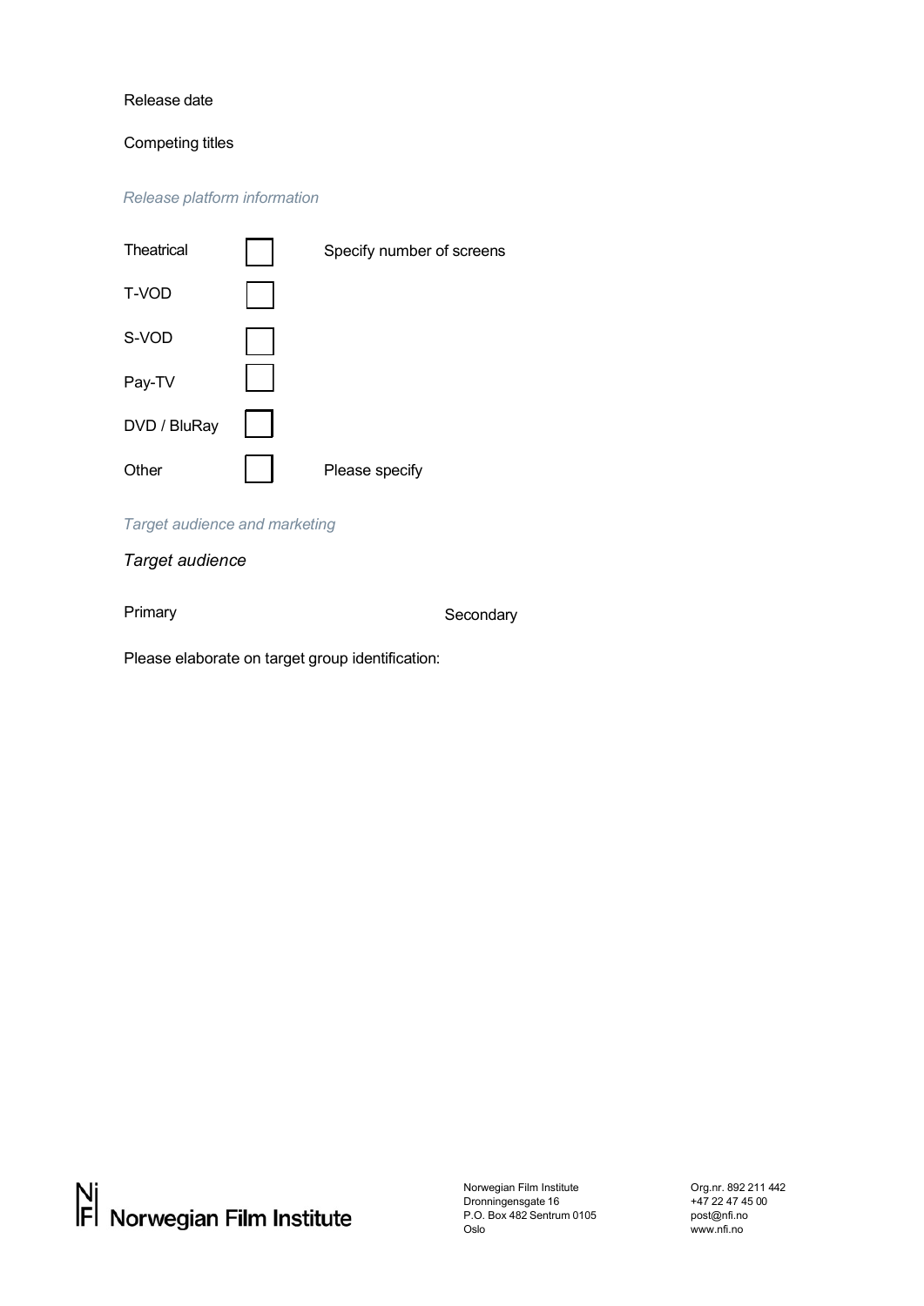Release date

Competing titles

*Release platform information*

| | | |
|---|---|---|
| Theatrical | ☐ | Specify number of screens |
| T-VOD | ☐ | |
| S-VOD | ☐ | |
| Pay-TV | ☐ | |
| DVD / BluRay | ☐ | |
| Other | ☐ | Please specify |

*Target audience and marketing*

*Target audience*

Primary

Secondary

Please elaborate on target group identification: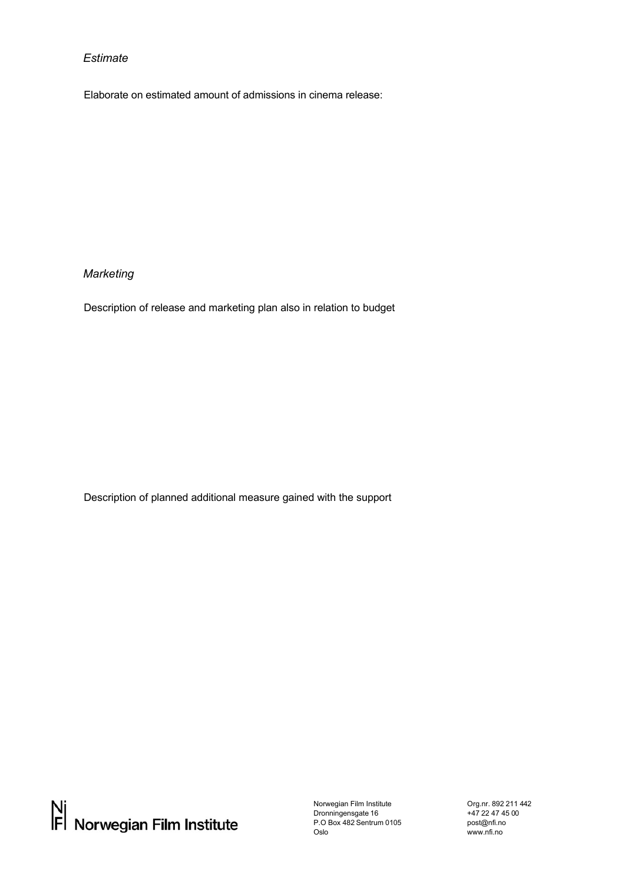*Estimate*

Elaborate on estimated amount of admissions in cinema release:

*Marketing*

Description of release and marketing plan also in relation to budget

Description of planned additional measure gained with the support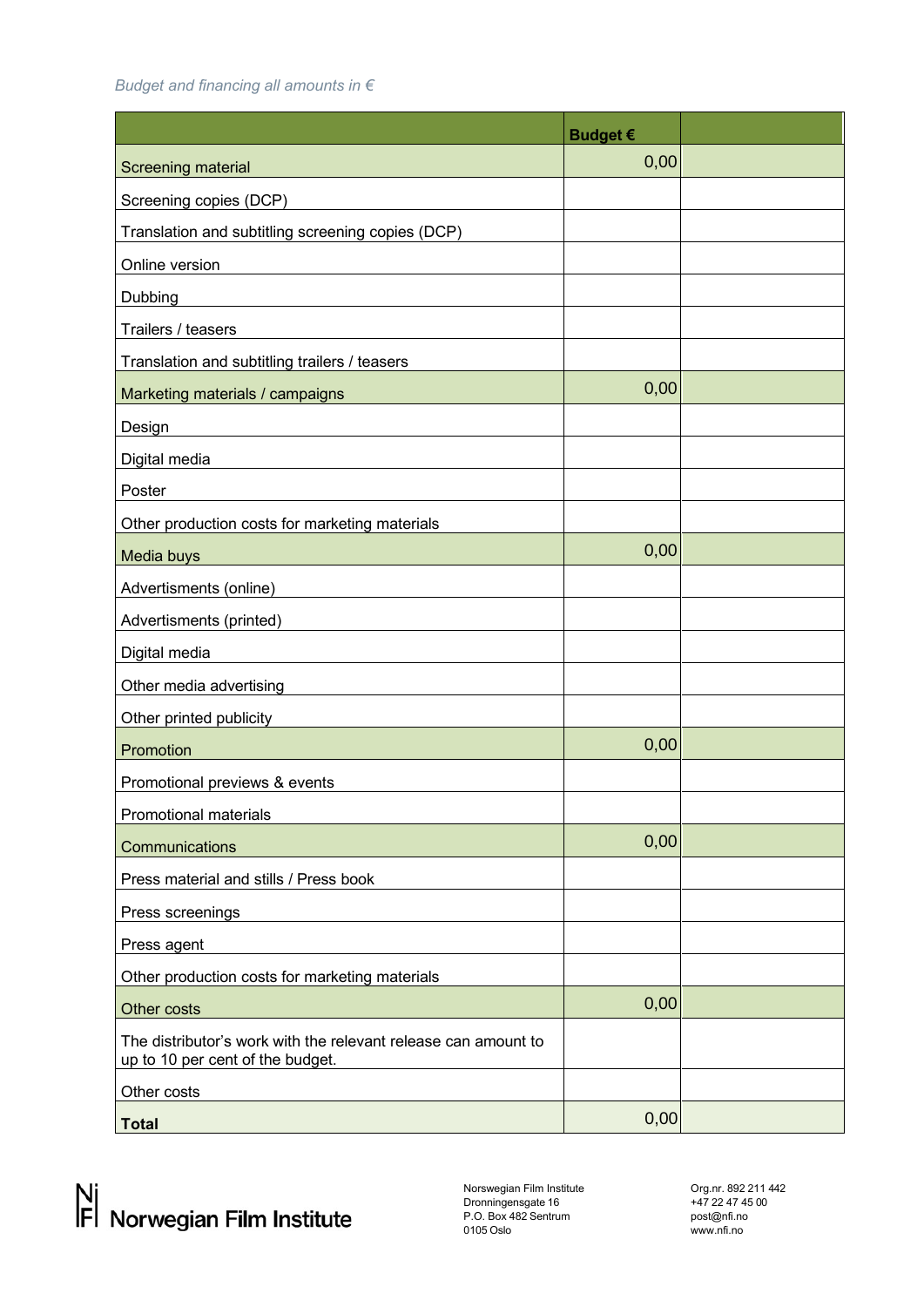*Budget and financing all amounts in €*

| | **Budget €** | |
|---|---|---|
| Screening material | 0,00 | |
| Screening copies (DCP) | | |
| Translation and subtitling screening copies (DCP) | | |
| Online version | | |
| Dubbing | | |
| Trailers / teasers | | |
| Translation and subtitling trailers / teasers | | |
| Marketing materials / campaigns | 0,00 | |
| Design | | |
| Digital media | | |
| Poster | | |
| Other production costs for marketing materials | | |
| Media buys | 0,00 | |
| Advertisments (online) | | |
| Advertisments (printed) | | |
| Digital media | | |
| Other media advertising | | |
| Other printed publicity | | |
| Promotion | 0,00 | |
| Promotional previews & events | | |
| Promotional materials | | |
| Communications | 0,00 | |
| Press material and stills / Press book | | |
| Press screenings | | |
| Press agent | | |
| Other production costs for marketing materials | | |
| Other costs | 0,00 | |
| The distributor's work with the relevant release can amount to up to 10 per cent of the budget. | | |
| Other costs | | |
| **Total** | 0,00 | |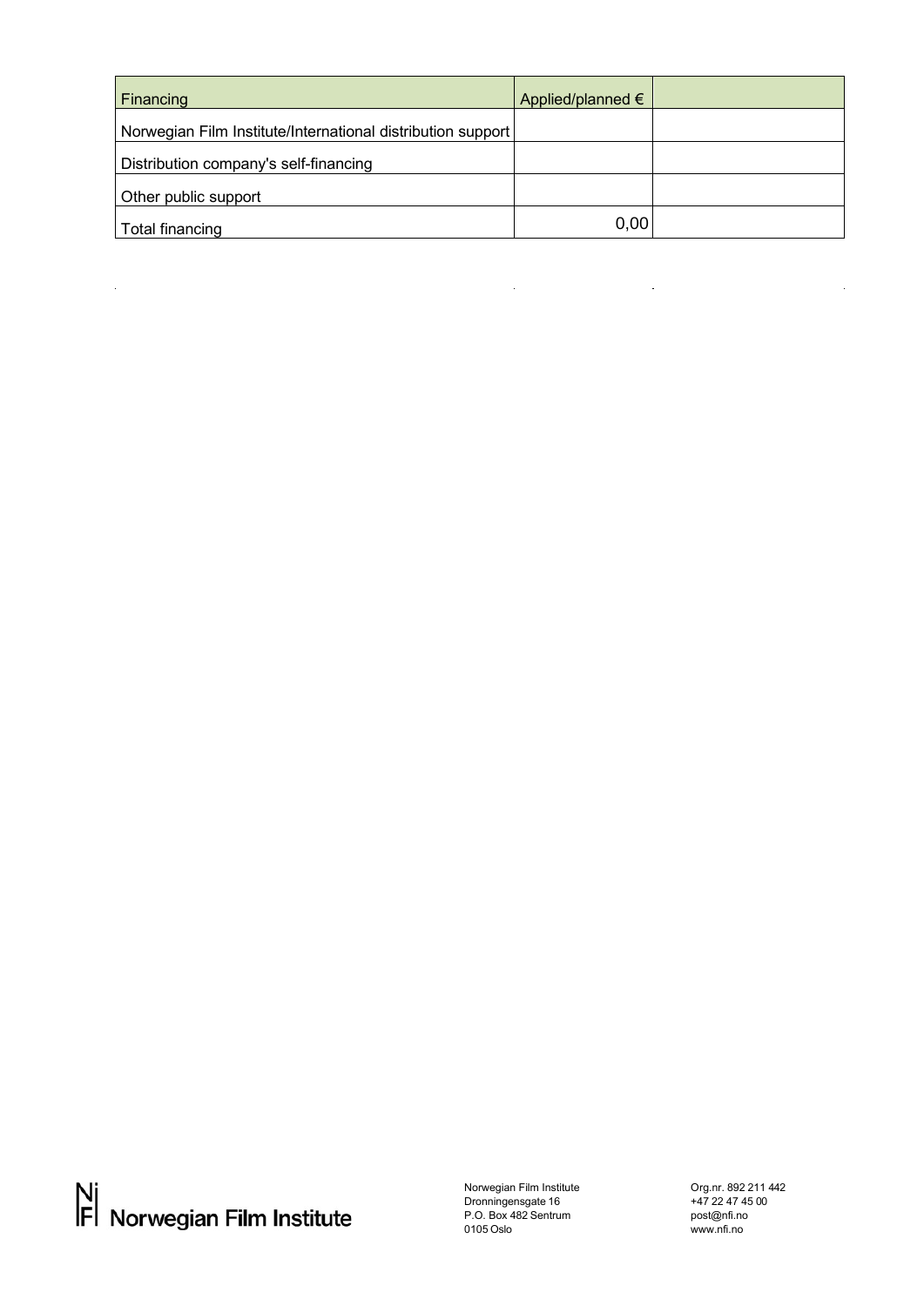| Financing | Applied/planned € | |
|---|---|---|
| Norwegian Film Institute/International distribution support | | |
| Distribution company's self-financing | | |
| Other public support | | |
| Total financing | 0,00 | |

Norwegian Film Institute

Norwegian Film Institute
Dronningensgate 16
P.O. Box 482 Sentrum
0105 Oslo

Org.nr. 892 211 442
+47 22 47 45 00
post@nfi.no
www.nfi.no